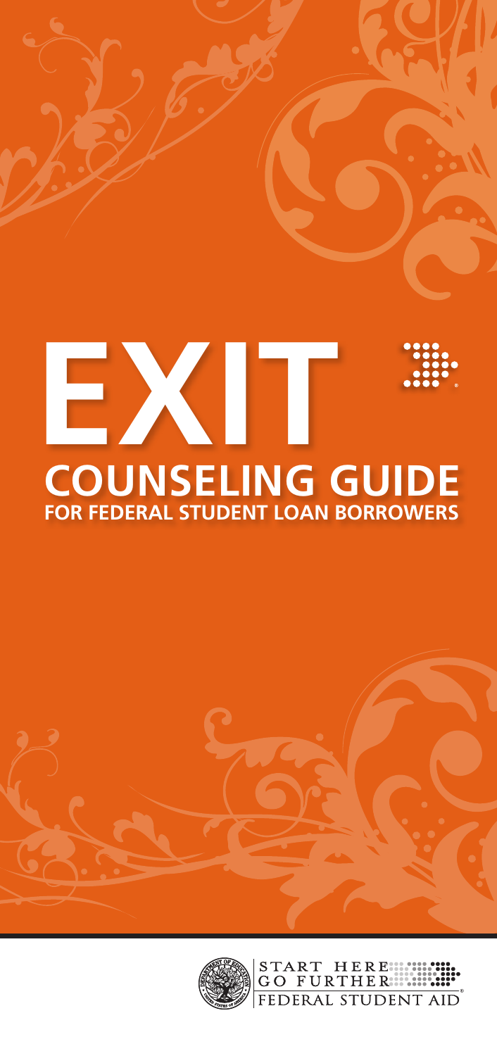# EXIT

## COUNSELING GUIDE

### FOR FEDERAL STUDENT LOAN BORROWERS

START HERE
GO FURTHER
FEDERAL STUDENT AID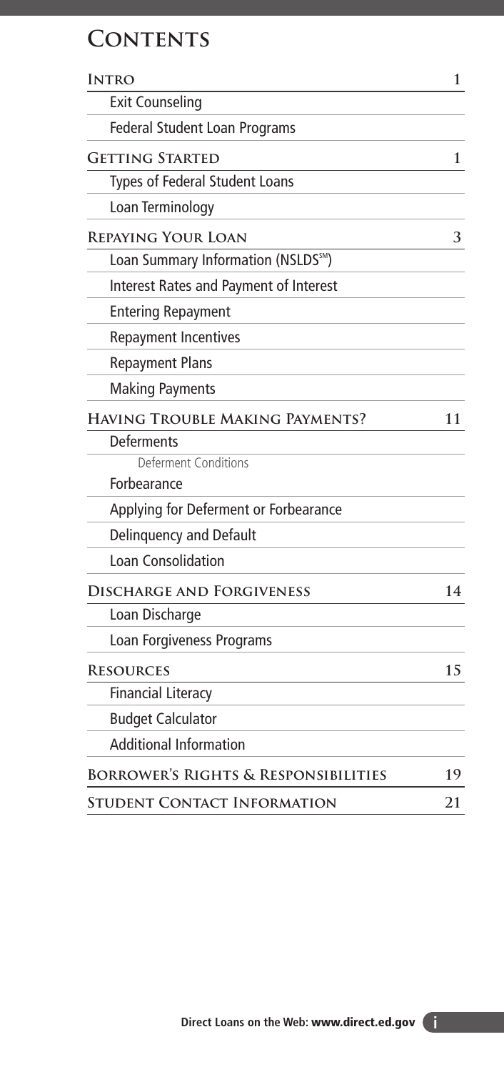# Contents

| | |
|---|---|
| **Intro** | **1** |
| Exit Counseling | |
| Federal Student Loan Programs | |
| **Getting Started** | **1** |
| Types of Federal Student Loans | |
| Loan Terminology | |
| **Repaying Your Loan** | **3** |
| Loan Summary Information (NSLDS℠) | |
| Interest Rates and Payment of Interest | |
| Entering Repayment | |
| Repayment Incentives | |
| Repayment Plans | |
| Making Payments | |
| **Having Trouble Making Payments?** | **11** |
| Deferments | |
| Deferment Conditions | |
| Forbearance | |
| Applying for Deferment or Forbearance | |
| Delinquency and Default | |
| Loan Consolidation | |
| **Discharge and Forgiveness** | **14** |
| Loan Discharge | |
| Loan Forgiveness Programs | |
| **Resources** | **15** |
| Financial Literacy | |
| Budget Calculator | |
| Additional Information | |
| **Borrower's Rights & Responsibilities** | **19** |
| **Student Contact Information** | **21** |

Direct Loans on the Web: **www.direct.ed.gov**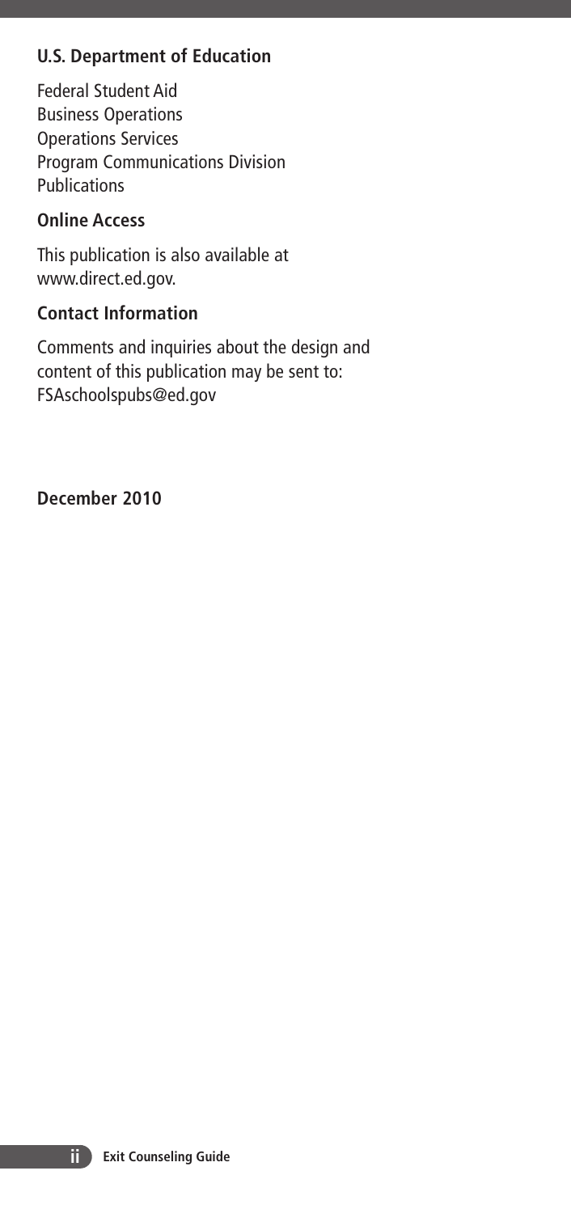## U.S. Department of Education

Federal Student Aid
Business Operations
Operations Services
Program Communications Division
Publications

## Online Access

This publication is also available at www.direct.ed.gov.

## Contact Information

Comments and inquiries about the design and content of this publication may be sent to: FSAschoolspubs@ed.gov

**December 2010**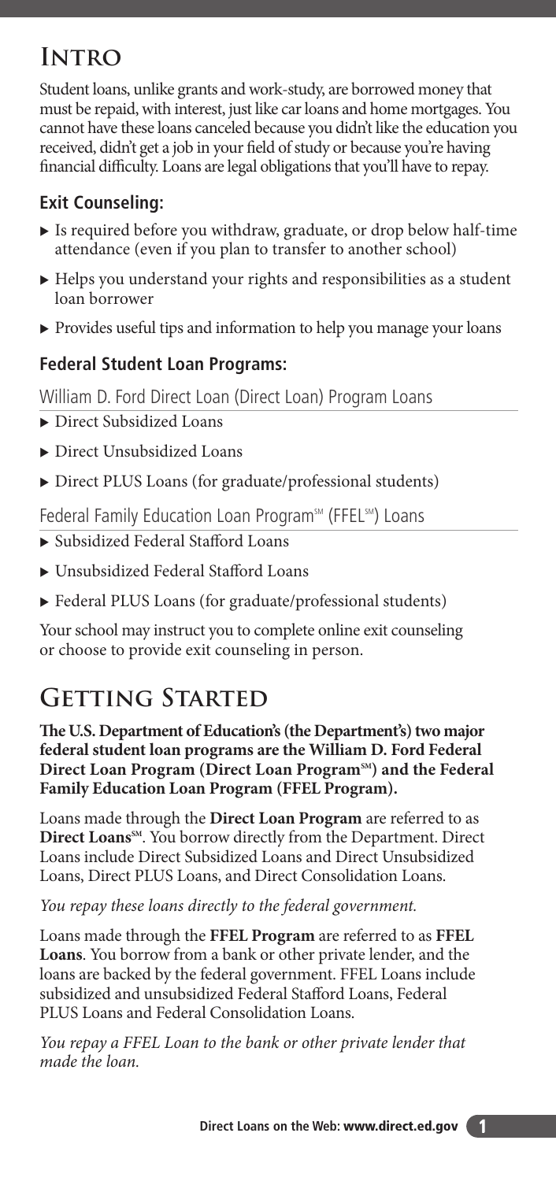# Intro

Student loans, unlike grants and work-study, are borrowed money that must be repaid, with interest, just like car loans and home mortgages. You cannot have these loans canceled because you didn't like the education you received, didn't get a job in your field of study or because you're having financial difficulty. Loans are legal obligations that you'll have to repay.

### Exit Counseling:

- Is required before you withdraw, graduate, or drop below half-time attendance (even if you plan to transfer to another school)
- Helps you understand your rights and responsibilities as a student loan borrower
- Provides useful tips and information to help you manage your loans

### Federal Student Loan Programs:

William D. Ford Direct Loan (Direct Loan) Program Loans

- Direct Subsidized Loans
- Direct Unsubsidized Loans
- Direct PLUS Loans (for graduate/professional students)

Federal Family Education Loan Program℠ (FFEL℠) Loans

- Subsidized Federal Stafford Loans
- Unsubsidized Federal Stafford Loans
- Federal PLUS Loans (for graduate/professional students)

Your school may instruct you to complete online exit counseling or choose to provide exit counseling in person.

# Getting Started

**The U.S. Department of Education's (the Department's) two major federal student loan programs are the William D. Ford Federal Direct Loan Program (Direct Loan Program℠) and the Federal Family Education Loan Program (FFEL Program).**

Loans made through the **Direct Loan Program** are referred to as **Direct Loans℠**. You borrow directly from the Department. Direct Loans include Direct Subsidized Loans and Direct Unsubsidized Loans, Direct PLUS Loans, and Direct Consolidation Loans.

*You repay these loans directly to the federal government.*

Loans made through the **FFEL Program** are referred to as **FFEL Loans**. You borrow from a bank or other private lender, and the loans are backed by the federal government. FFEL Loans include subsidized and unsubsidized Federal Stafford Loans, Federal PLUS Loans and Federal Consolidation Loans.

*You repay a FFEL Loan to the bank or other private lender that made the loan.*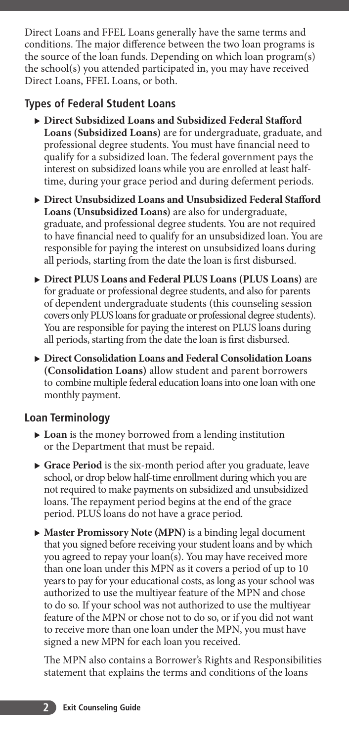Direct Loans and FFEL Loans generally have the same terms and conditions. The major difference between the two loan programs is the source of the loan funds. Depending on which loan program(s) the school(s) you attended participated in, you may have received Direct Loans, FFEL Loans, or both.

## Types of Federal Student Loans

- **Direct Subsidized Loans and Subsidized Federal Stafford Loans (Subsidized Loans)** are for undergraduate, graduate, and professional degree students. You must have financial need to qualify for a subsidized loan. The federal government pays the interest on subsidized loans while you are enrolled at least half-time, during your grace period and during deferment periods.
- **Direct Unsubsidized Loans and Unsubsidized Federal Stafford Loans (Unsubsidized Loans)** are also for undergraduate, graduate, and professional degree students. You are not required to have financial need to qualify for an unsubsidized loan. You are responsible for paying the interest on unsubsidized loans during all periods, starting from the date the loan is first disbursed.
- **Direct PLUS Loans and Federal PLUS Loans (PLUS Loans)** are for graduate or professional degree students, and also for parents of dependent undergraduate students (this counseling session covers only PLUS loans for graduate or professional degree students). You are responsible for paying the interest on PLUS loans during all periods, starting from the date the loan is first disbursed.
- **Direct Consolidation Loans and Federal Consolidation Loans (Consolidation Loans)** allow student and parent borrowers to combine multiple federal education loans into one loan with one monthly payment.

## Loan Terminology

- **Loan** is the money borrowed from a lending institution or the Department that must be repaid.
- **Grace Period** is the six-month period after you graduate, leave school, or drop below half-time enrollment during which you are not required to make payments on subsidized and unsubsidized loans. The repayment period begins at the end of the grace period. PLUS loans do not have a grace period.
- **Master Promissory Note (MPN)** is a binding legal document that you signed before receiving your student loans and by which you agreed to repay your loan(s). You may have received more than one loan under this MPN as it covers a period of up to 10 years to pay for your educational costs, as long as your school was authorized to use the multiyear feature of the MPN and chose to do so. If your school was not authorized to use the multiyear feature of the MPN or chose not to do so, or if you did not want to receive more than one loan under the MPN, you must have signed a new MPN for each loan you received.

  The MPN also contains a Borrower's Rights and Responsibilities statement that explains the terms and conditions of the loans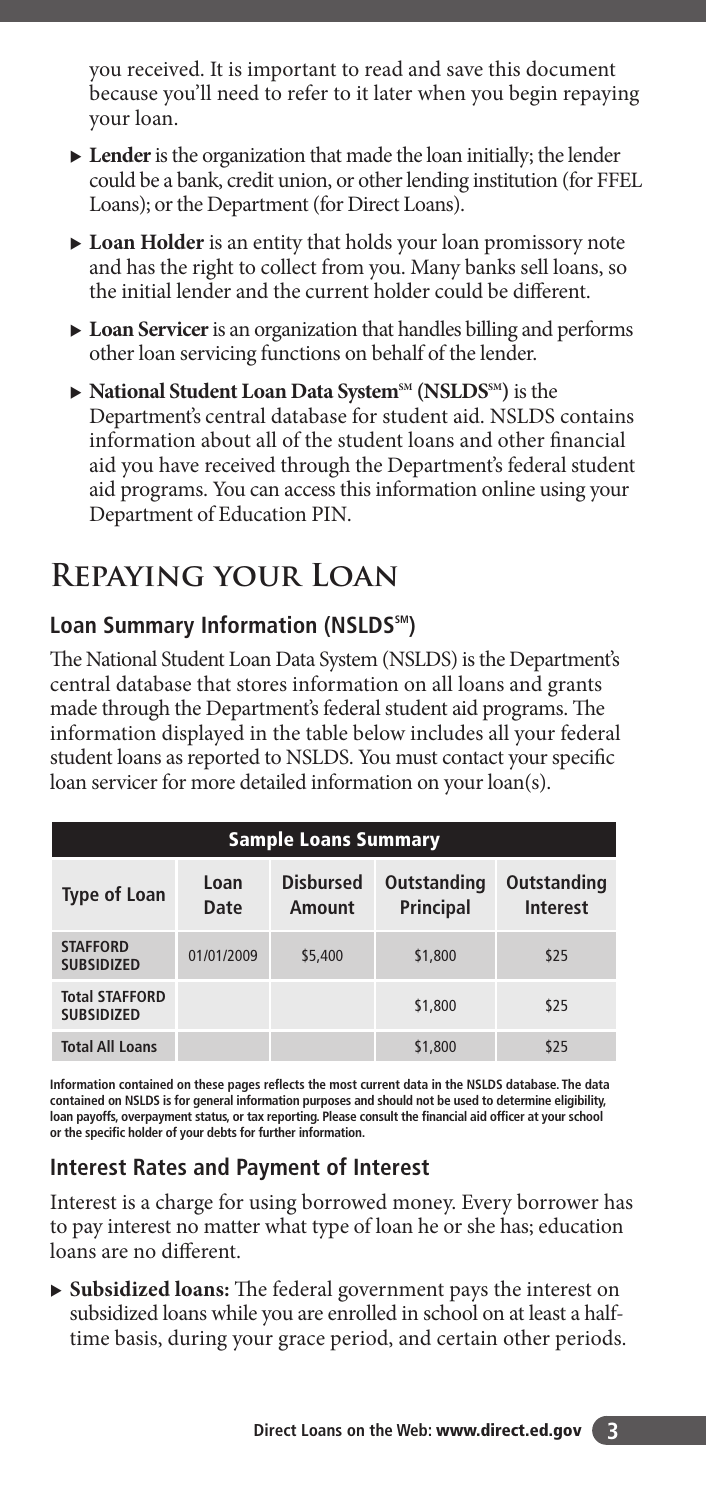you received. It is important to read and save this document because you'll need to refer to it later when you begin repaying your loan.

- **Lender** is the organization that made the loan initially; the lender could be a bank, credit union, or other lending institution (for FFEL Loans); or the Department (for Direct Loans).
- **Loan Holder** is an entity that holds your loan promissory note and has the right to collect from you. Many banks sell loans, so the initial lender and the current holder could be different.
- **Loan Servicer** is an organization that handles billing and performs other loan servicing functions on behalf of the lender.
- **National Student Loan Data System℠ (NSLDS℠)** is the Department's central database for student aid. NSLDS contains information about all of the student loans and other financial aid you have received through the Department's federal student aid programs. You can access this information online using your Department of Education PIN.

# Repaying your Loan

## Loan Summary Information (NSLDS℠)

The National Student Loan Data System (NSLDS) is the Department's central database that stores information on all loans and grants made through the Department's federal student aid programs. The information displayed in the table below includes all your federal student loans as reported to NSLDS. You must contact your specific loan servicer for more detailed information on your loan(s).

| Sample Loans Summary | | | | |
|---|---|---|---|---|
| **Type of Loan** | **Loan Date** | **Disbursed Amount** | **Outstanding Principal** | **Outstanding Interest** |
| **STAFFORD SUBSIDIZED** | 01/01/2009 | $5,400 | $1,800 | $25 |
| **Total STAFFORD SUBSIDIZED** | | | $1,800 | $25 |
| **Total All Loans** | | | $1,800 | $25 |

**Information contained on these pages reflects the most current data in the NSLDS database. The data contained on NSLDS is for general information purposes and should not be used to determine eligibility, loan payoffs, overpayment status, or tax reporting. Please consult the financial aid officer at your school or the specific holder of your debts for further information.**

## Interest Rates and Payment of Interest

Interest is a charge for using borrowed money. Every borrower has to pay interest no matter what type of loan he or she has; education loans are no different.

- **Subsidized loans:** The federal government pays the interest on subsidized loans while you are enrolled in school on at least a half-time basis, during your grace period, and certain other periods.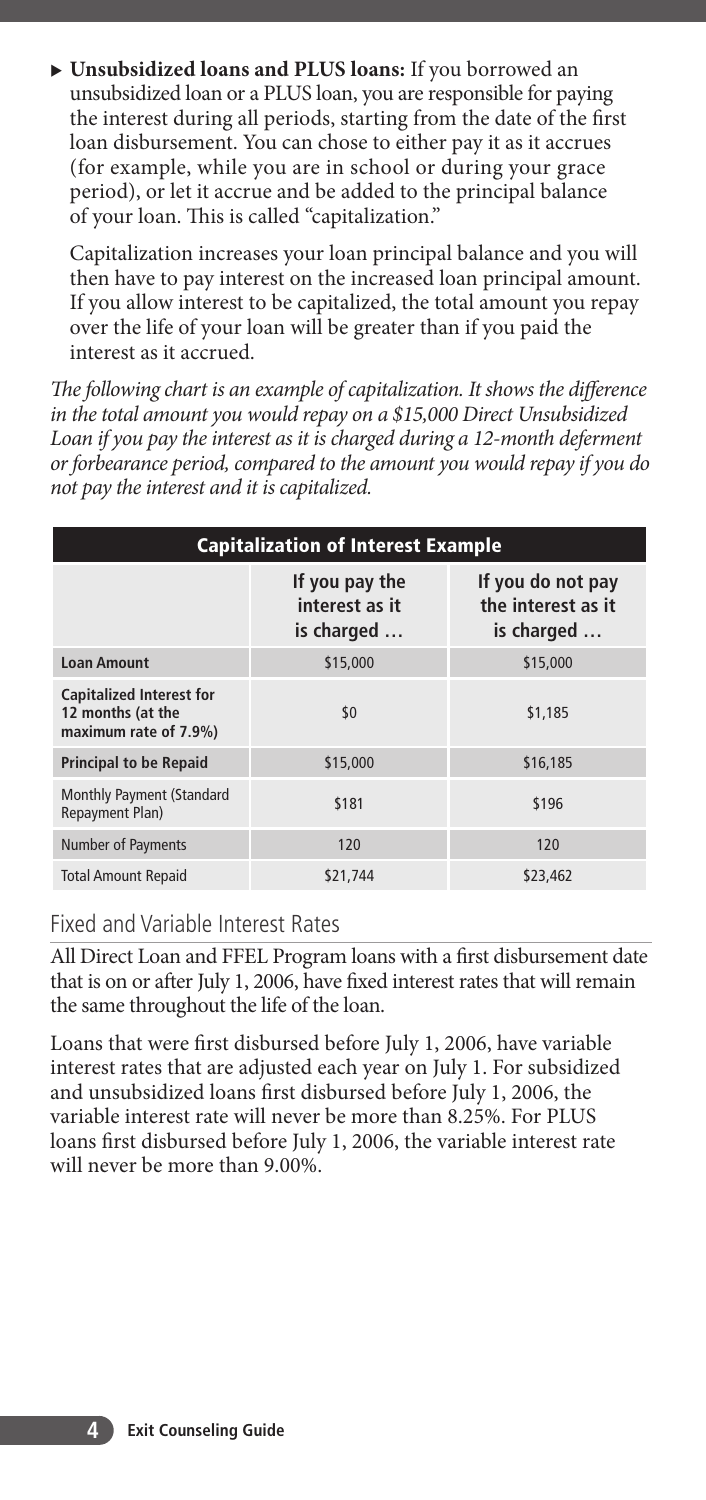- **Unsubsidized loans and PLUS loans:** If you borrowed an unsubsidized loan or a PLUS loan, you are responsible for paying the interest during all periods, starting from the date of the first loan disbursement. You can chose to either pay it as it accrues (for example, while you are in school or during your grace period), or let it accrue and be added to the principal balance of your loan. This is called "capitalization."

  Capitalization increases your loan principal balance and you will then have to pay interest on the increased loan principal amount. If you allow interest to be capitalized, the total amount you repay over the life of your loan will be greater than if you paid the interest as it accrued.

*The following chart is an example of capitalization. It shows the difference in the total amount you would repay on a $15,000 Direct Unsubsidized Loan if you pay the interest as it is charged during a 12-month deferment or forbearance period, compared to the amount you would repay if you do not pay the interest and it is capitalized.*

| Capitalization of Interest Example | | |
|---|---|---|
| | **If you pay the interest as it is charged …** | **If you do not pay the interest as it is charged …** |
| **Loan Amount** | $15,000 | $15,000 |
| **Capitalized Interest for 12 months (at the maximum rate of 7.9%)** | $0 | $1,185 |
| **Principal to be Repaid** | $15,000 | $16,185 |
| Monthly Payment (Standard Repayment Plan) | $181 | $196 |
| Number of Payments | 120 | 120 |
| Total Amount Repaid | $21,744 | $23,462 |

## Fixed and Variable Interest Rates

All Direct Loan and FFEL Program loans with a first disbursement date that is on or after July 1, 2006, have fixed interest rates that will remain the same throughout the life of the loan.

Loans that were first disbursed before July 1, 2006, have variable interest rates that are adjusted each year on July 1. For subsidized and unsubsidized loans first disbursed before July 1, 2006, the variable interest rate will never be more than 8.25%. For PLUS loans first disbursed before July 1, 2006, the variable interest rate will never be more than 9.00%.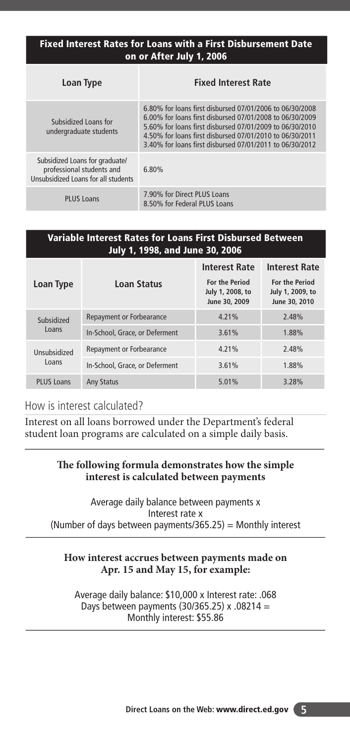## Fixed Interest Rates for Loans with a First Disbursement Date on or After July 1, 2006

| Loan Type | Fixed Interest Rate |
|---|---|
| Subsidized Loans for undergraduate students | 6.80% for loans first disbursed 07/01/2006 to 06/30/2008<br>6.00% for loans first disbursed 07/01/2008 to 06/30/2009<br>5.60% for loans first disbursed 07/01/2009 to 06/30/2010<br>4.50% for loans first disbursed 07/01/2010 to 06/30/2011<br>3.40% for loans first disbursed 07/01/2011 to 06/30/2012 |
| Subsidized Loans for graduate/ professional students and Unsubsidized Loans for all students | 6.80% |
| PLUS Loans | 7.90% for Direct PLUS Loans<br>8.50% for Federal PLUS Loans |

## Variable Interest Rates for Loans First Disbursed Between July 1, 1998, and June 30, 2006

| Loan Type | Loan Status | Interest Rate For the Period July 1, 2008, to June 30, 2009 | Interest Rate For the Period July 1, 2009, to June 30, 2010 |
|---|---|---|---|
| Subsidized Loans | Repayment or Forbearance | 4.21% | 2.48% |
| | In-School, Grace, or Deferment | 3.61% | 1.88% |
| Unsubsidized Loans | Repayment or Forbearance | 4.21% | 2.48% |
| | In-School, Grace, or Deferment | 3.61% | 1.88% |
| PLUS Loans | Any Status | 5.01% | 3.28% |

## How is interest calculated?

Interest on all loans borrowed under the Department's federal student loan programs are calculated on a simple daily basis.

**The following formula demonstrates how the simple interest is calculated between payments**

Average daily balance between payments x
Interest rate x
(Number of days between payments/365.25) = Monthly interest

**How interest accrues between payments made on Apr. 15 and May 15, for example:**

Average daily balance: \$10,000 x Interest rate: .068
Days between payments (30/365.25) x .08214 =
Monthly interest: \$55.86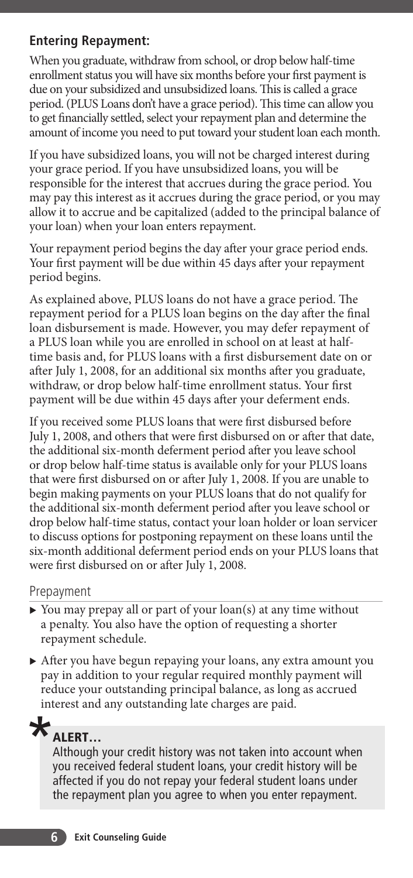## Entering Repayment:

When you graduate, withdraw from school, or drop below half-time enrollment status you will have six months before your first payment is due on your subsidized and unsubsidized loans. This is called a grace period. (PLUS Loans don't have a grace period). This time can allow you to get financially settled, select your repayment plan and determine the amount of income you need to put toward your student loan each month.

If you have subsidized loans, you will not be charged interest during your grace period. If you have unsubsidized loans, you will be responsible for the interest that accrues during the grace period. You may pay this interest as it accrues during the grace period, or you may allow it to accrue and be capitalized (added to the principal balance of your loan) when your loan enters repayment.

Your repayment period begins the day after your grace period ends. Your first payment will be due within 45 days after your repayment period begins.

As explained above, PLUS loans do not have a grace period. The repayment period for a PLUS loan begins on the day after the final loan disbursement is made. However, you may defer repayment of a PLUS loan while you are enrolled in school on at least at half-time basis and, for PLUS loans with a first disbursement date on or after July 1, 2008, for an additional six months after you graduate, withdraw, or drop below half-time enrollment status. Your first payment will be due within 45 days after your deferment ends.

If you received some PLUS loans that were first disbursed before July 1, 2008, and others that were first disbursed on or after that date, the additional six-month deferment period after you leave school or drop below half-time status is available only for your PLUS loans that were first disbursed on or after July 1, 2008. If you are unable to begin making payments on your PLUS loans that do not qualify for the additional six-month deferment period after you leave school or drop below half-time status, contact your loan holder or loan servicer to discuss options for postponing repayment on these loans until the six-month additional deferment period ends on your PLUS loans that were first disbursed on or after July 1, 2008.

### Prepayment

- You may prepay all or part of your loan(s) at any time without a penalty. You also have the option of requesting a shorter repayment schedule.
- After you have begun repaying your loans, any extra amount you pay in addition to your regular required monthly payment will reduce your outstanding principal balance, as long as accrued interest and any outstanding late charges are paid.

**ALERT…**

Although your credit history was not taken into account when you received federal student loans, your credit history will be affected if you do not repay your federal student loans under the repayment plan you agree to when you enter repayment.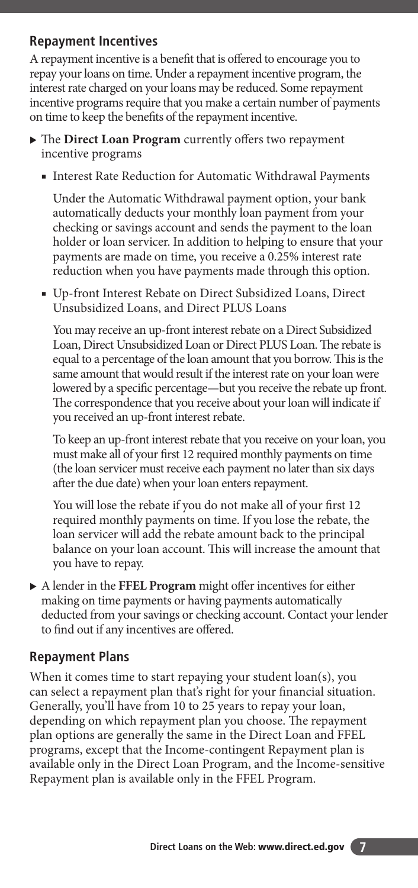## Repayment Incentives

A repayment incentive is a benefit that is offered to encourage you to repay your loans on time. Under a repayment incentive program, the interest rate charged on your loans may be reduced. Some repayment incentive programs require that you make a certain number of payments on time to keep the benefits of the repayment incentive.

- The **Direct Loan Program** currently offers two repayment incentive programs
  - Interest Rate Reduction for Automatic Withdrawal Payments

    Under the Automatic Withdrawal payment option, your bank automatically deducts your monthly loan payment from your checking or savings account and sends the payment to the loan holder or loan servicer. In addition to helping to ensure that your payments are made on time, you receive a 0.25% interest rate reduction when you have payments made through this option.

  - Up-front Interest Rebate on Direct Subsidized Loans, Direct Unsubsidized Loans, and Direct PLUS Loans

    You may receive an up-front interest rebate on a Direct Subsidized Loan, Direct Unsubsidized Loan or Direct PLUS Loan. The rebate is equal to a percentage of the loan amount that you borrow. This is the same amount that would result if the interest rate on your loan were lowered by a specific percentage—but you receive the rebate up front. The correspondence that you receive about your loan will indicate if you received an up-front interest rebate.

    To keep an up-front interest rebate that you receive on your loan, you must make all of your first 12 required monthly payments on time (the loan servicer must receive each payment no later than six days after the due date) when your loan enters repayment.

    You will lose the rebate if you do not make all of your first 12 required monthly payments on time. If you lose the rebate, the loan servicer will add the rebate amount back to the principal balance on your loan account. This will increase the amount that you have to repay.

- A lender in the **FFEL Program** might offer incentives for either making on time payments or having payments automatically deducted from your savings or checking account. Contact your lender to find out if any incentives are offered.

## Repayment Plans

When it comes time to start repaying your student loan(s), you can select a repayment plan that's right for your financial situation. Generally, you'll have from 10 to 25 years to repay your loan, depending on which repayment plan you choose. The repayment plan options are generally the same in the Direct Loan and FFEL programs, except that the Income-contingent Repayment plan is available only in the Direct Loan Program, and the Income-sensitive Repayment plan is available only in the FFEL Program.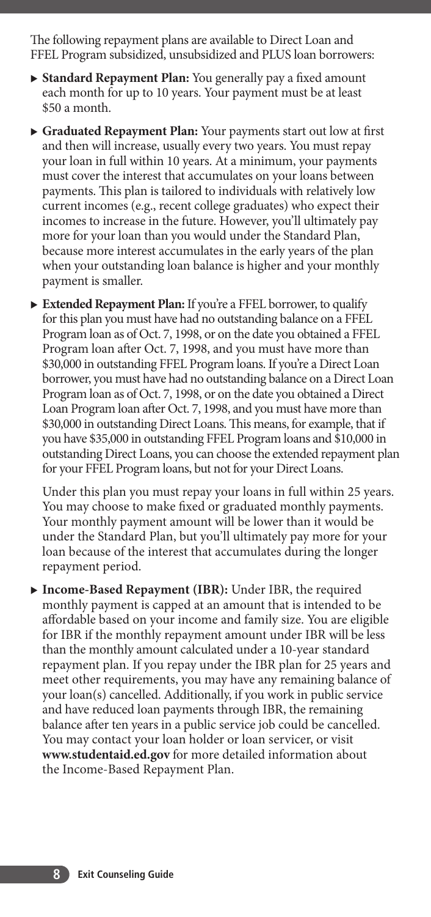The following repayment plans are available to Direct Loan and FFEL Program subsidized, unsubsidized and PLUS loan borrowers:

- **Standard Repayment Plan:** You generally pay a fixed amount each month for up to 10 years. Your payment must be at least $50 a month.
- **Graduated Repayment Plan:** Your payments start out low at first and then will increase, usually every two years. You must repay your loan in full within 10 years. At a minimum, your payments must cover the interest that accumulates on your loans between payments. This plan is tailored to individuals with relatively low current incomes (e.g., recent college graduates) who expect their incomes to increase in the future. However, you'll ultimately pay more for your loan than you would under the Standard Plan, because more interest accumulates in the early years of the plan when your outstanding loan balance is higher and your monthly payment is smaller.
- **Extended Repayment Plan:** If you're a FFEL borrower, to qualify for this plan you must have had no outstanding balance on a FFEL Program loan as of Oct. 7, 1998, or on the date you obtained a FFEL Program loan after Oct. 7, 1998, and you must have more than $30,000 in outstanding FFEL Program loans. If you're a Direct Loan borrower, you must have had no outstanding balance on a Direct Loan Program loan as of Oct. 7, 1998, or on the date you obtained a Direct Loan Program loan after Oct. 7, 1998, and you must have more than $30,000 in outstanding Direct Loans. This means, for example, that if you have $35,000 in outstanding FFEL Program loans and $10,000 in outstanding Direct Loans, you can choose the extended repayment plan for your FFEL Program loans, but not for your Direct Loans.

  Under this plan you must repay your loans in full within 25 years. You may choose to make fixed or graduated monthly payments. Your monthly payment amount will be lower than it would be under the Standard Plan, but you'll ultimately pay more for your loan because of the interest that accumulates during the longer repayment period.
- **Income-Based Repayment (IBR):** Under IBR, the required monthly payment is capped at an amount that is intended to be affordable based on your income and family size. You are eligible for IBR if the monthly repayment amount under IBR will be less than the monthly amount calculated under a 10-year standard repayment plan. If you repay under the IBR plan for 25 years and meet other requirements, you may have any remaining balance of your loan(s) cancelled. Additionally, if you work in public service and have reduced loan payments through IBR, the remaining balance after ten years in a public service job could be cancelled. You may contact your loan holder or loan servicer, or visit **www.studentaid.ed.gov** for more detailed information about the Income-Based Repayment Plan.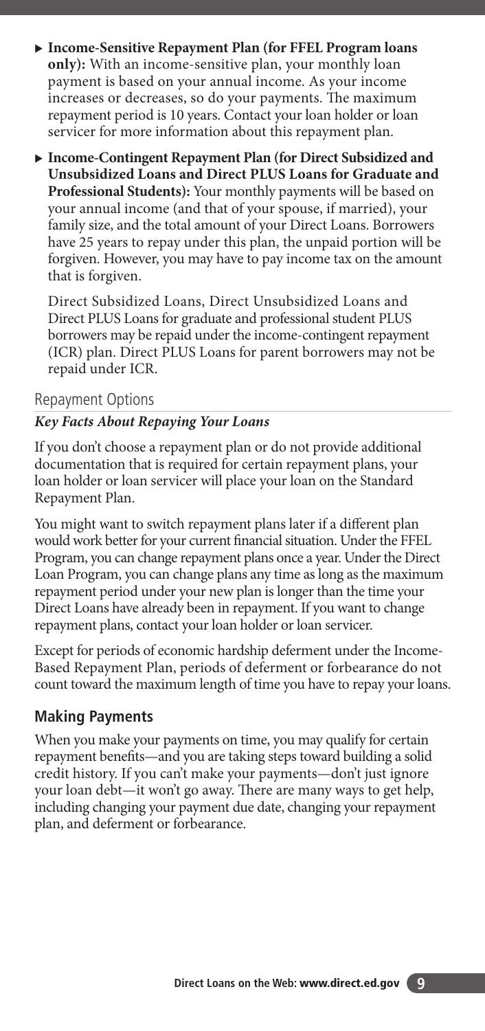- **Income-Sensitive Repayment Plan (for FFEL Program loans only):** With an income-sensitive plan, your monthly loan payment is based on your annual income. As your income increases or decreases, so do your payments. The maximum repayment period is 10 years. Contact your loan holder or loan servicer for more information about this repayment plan.
- **Income-Contingent Repayment Plan (for Direct Subsidized and Unsubsidized Loans and Direct PLUS Loans for Graduate and Professional Students):** Your monthly payments will be based on your annual income (and that of your spouse, if married), your family size, and the total amount of your Direct Loans. Borrowers have 25 years to repay under this plan, the unpaid portion will be forgiven. However, you may have to pay income tax on the amount that is forgiven.

  Direct Subsidized Loans, Direct Unsubsidized Loans and Direct PLUS Loans for graduate and professional student PLUS borrowers may be repaid under the income-contingent repayment (ICR) plan. Direct PLUS Loans for parent borrowers may not be repaid under ICR.

## Repayment Options

### *Key Facts About Repaying Your Loans*

If you don't choose a repayment plan or do not provide additional documentation that is required for certain repayment plans, your loan holder or loan servicer will place your loan on the Standard Repayment Plan.

You might want to switch repayment plans later if a different plan would work better for your current financial situation. Under the FFEL Program, you can change repayment plans once a year. Under the Direct Loan Program, you can change plans any time as long as the maximum repayment period under your new plan is longer than the time your Direct Loans have already been in repayment. If you want to change repayment plans, contact your loan holder or loan servicer.

Except for periods of economic hardship deferment under the Income-Based Repayment Plan, periods of deferment or forbearance do not count toward the maximum length of time you have to repay your loans.

### Making Payments

When you make your payments on time, you may qualify for certain repayment benefits—and you are taking steps toward building a solid credit history. If you can't make your payments—don't just ignore your loan debt—it won't go away. There are many ways to get help, including changing your payment due date, changing your repayment plan, and deferment or forbearance.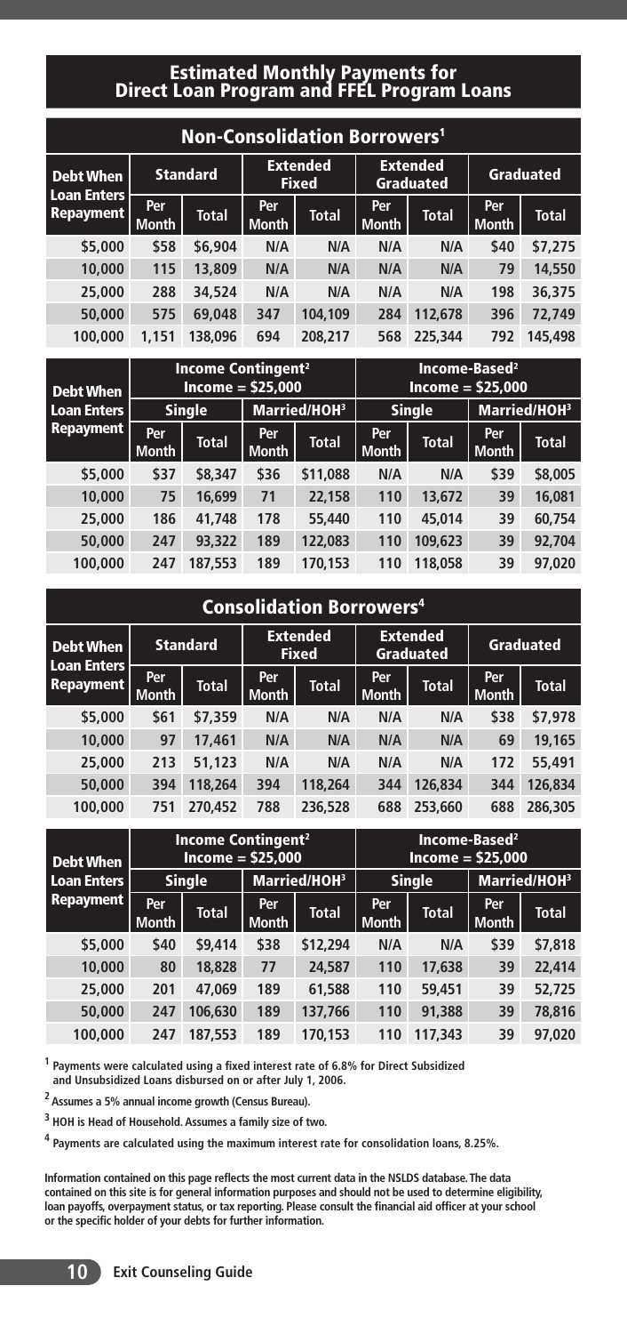# Estimated Monthly Payments for Direct Loan Program and FFEL Program Loans

## Non-Consolidation Borrowers[1]

| Debt When Loan Enters Repayment | Standard | | Extended Fixed | | Extended Graduated | | Graduated | |
|---|---|---|---|---|---|---|---|---|
| | Per Month | Total | Per Month | Total | Per Month | Total | Per Month | Total |
| $5,000 | $58 | $6,904 | N/A | N/A | N/A | N/A | $40 | $7,275 |
| 10,000 | 115 | 13,809 | N/A | N/A | N/A | N/A | 79 | 14,550 |
| 25,000 | 288 | 34,524 | N/A | N/A | N/A | N/A | 198 | 36,375 |
| 50,000 | 575 | 69,048 | 347 | 104,109 | 284 | 112,678 | 396 | 72,749 |
| 100,000 | 1,151 | 138,096 | 694 | 208,217 | 568 | 225,344 | 792 | 145,498 |

| Debt When Loan Enters Repayment | Income Contingent[2] Income = $25,000 | | | | Income-Based[2] Income = $25,000 | | | |
|---|---|---|---|---|---|---|---|---|
| | Single | | Married/HOH[3] | | Single | | Married/HOH[3] | |
| | Per Month | Total | Per Month | Total | Per Month | Total | Per Month | Total |
| $5,000 | $37 | $8,347 | $36 | $11,088 | N/A | N/A | $39 | $8,005 |
| 10,000 | 75 | 16,699 | 71 | 22,158 | 110 | 13,672 | 39 | 16,081 |
| 25,000 | 186 | 41,748 | 178 | 55,440 | 110 | 45,014 | 39 | 60,754 |
| 50,000 | 247 | 93,322 | 189 | 122,083 | 110 | 109,623 | 39 | 92,704 |
| 100,000 | 247 | 187,553 | 189 | 170,153 | 110 | 118,058 | 39 | 97,020 |

## Consolidation Borrowers[4]

| Debt When Loan Enters Repayment | Standard | | Extended Fixed | | Extended Graduated | | Graduated | |
|---|---|---|---|---|---|---|---|---|
| | Per Month | Total | Per Month | Total | Per Month | Total | Per Month | Total |
| $5,000 | $61 | $7,359 | N/A | N/A | N/A | N/A | $38 | $7,978 |
| 10,000 | 97 | 17,461 | N/A | N/A | N/A | N/A | 69 | 19,165 |
| 25,000 | 213 | 51,123 | N/A | N/A | N/A | N/A | 172 | 55,491 |
| 50,000 | 394 | 118,264 | 394 | 118,264 | 344 | 126,834 | 344 | 126,834 |
| 100,000 | 751 | 270,452 | 788 | 236,528 | 688 | 253,660 | 688 | 286,305 |

| Debt When Loan Enters Repayment | Income Contingent[2] Income = $25,000 | | | | Income-Based[2] Income = $25,000 | | | |
|---|---|---|---|---|---|---|---|---|
| | Single | | Married/HOH[3] | | Single | | Married/HOH[3] | |
| | Per Month | Total | Per Month | Total | Per Month | Total | Per Month | Total |
| $5,000 | $40 | $9,414 | $38 | $12,294 | N/A | N/A | $39 | $7,818 |
| 10,000 | 80 | 18,828 | 77 | 24,587 | 110 | 17,638 | 39 | 22,414 |
| 25,000 | 201 | 47,069 | 189 | 61,588 | 110 | 59,451 | 39 | 52,725 |
| 50,000 | 247 | 106,630 | 189 | 137,766 | 110 | 91,388 | 39 | 78,816 |
| 100,000 | 247 | 187,553 | 189 | 170,153 | 110 | 117,343 | 39 | 97,020 |

[1] Payments were calculated using a fixed interest rate of 6.8% for Direct Subsidized and Unsubsidized Loans disbursed on or after July 1, 2006.

[2] Assumes a 5% annual income growth (Census Bureau).

[3] HOH is Head of Household. Assumes a family size of two.

[4] Payments are calculated using the maximum interest rate for consolidation loans, 8.25%.

Information contained on this page reflects the most current data in the NSLDS database. The data contained on this site is for general information purposes and should not be used to determine eligibility, loan payoffs, overpayment status, or tax reporting. Please consult the financial aid officer at your school or the specific holder of your debts for further information.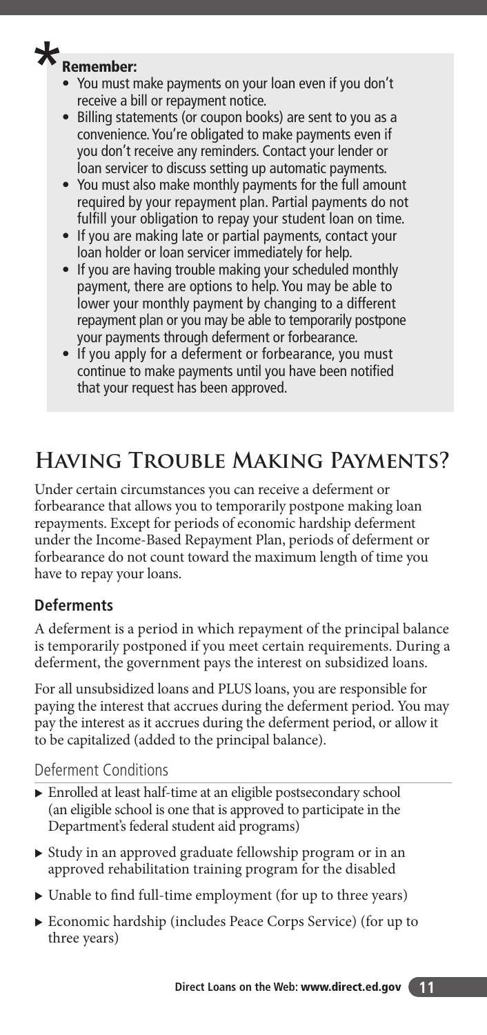**Remember:**

- You must make payments on your loan even if you don't receive a bill or repayment notice.
- Billing statements (or coupon books) are sent to you as a convenience. You're obligated to make payments even if you don't receive any reminders. Contact your lender or loan servicer to discuss setting up automatic payments.
- You must also make monthly payments for the full amount required by your repayment plan. Partial payments do not fulfill your obligation to repay your student loan on time.
- If you are making late or partial payments, contact your loan holder or loan servicer immediately for help.
- If you are having trouble making your scheduled monthly payment, there are options to help. You may be able to lower your monthly payment by changing to a different repayment plan or you may be able to temporarily postpone your payments through deferment or forbearance.
- If you apply for a deferment or forbearance, you must continue to make payments until you have been notified that your request has been approved.

# Having Trouble Making Payments?

Under certain circumstances you can receive a deferment or forbearance that allows you to temporarily postpone making loan repayments. Except for periods of economic hardship deferment under the Income-Based Repayment Plan, periods of deferment or forbearance do not count toward the maximum length of time you have to repay your loans.

## Deferments

A deferment is a period in which repayment of the principal balance is temporarily postponed if you meet certain requirements. During a deferment, the government pays the interest on subsidized loans.

For all unsubsidized loans and PLUS loans, you are responsible for paying the interest that accrues during the deferment period. You may pay the interest as it accrues during the deferment period, or allow it to be capitalized (added to the principal balance).

### Deferment Conditions

- Enrolled at least half-time at an eligible postsecondary school (an eligible school is one that is approved to participate in the Department's federal student aid programs)
- Study in an approved graduate fellowship program or in an approved rehabilitation training program for the disabled
- Unable to find full-time employment (for up to three years)
- Economic hardship (includes Peace Corps Service) (for up to three years)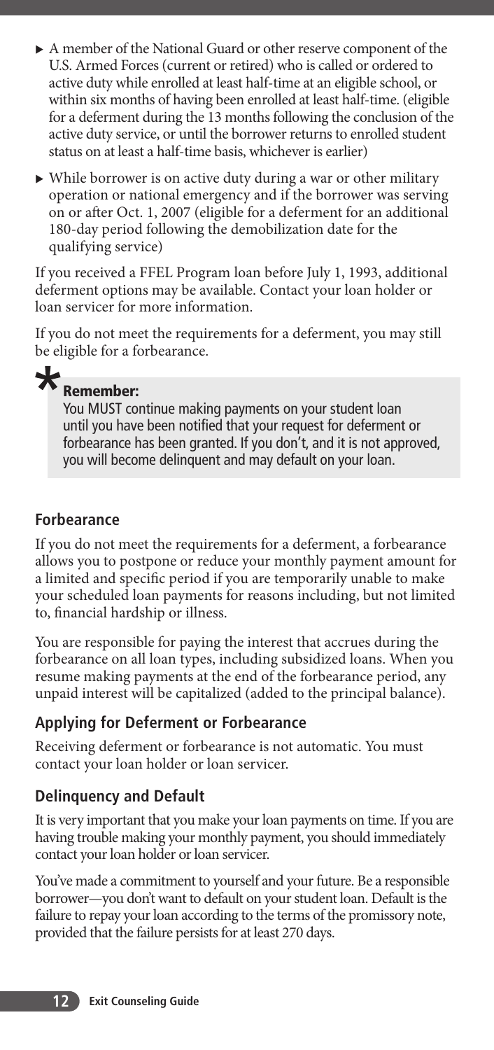- A member of the National Guard or other reserve component of the U.S. Armed Forces (current or retired) who is called or ordered to active duty while enrolled at least half-time at an eligible school, or within six months of having been enrolled at least half-time. (eligible for a deferment during the 13 months following the conclusion of the active duty service, or until the borrower returns to enrolled student status on at least a half-time basis, whichever is earlier)
- While borrower is on active duty during a war or other military operation or national emergency and if the borrower was serving on or after Oct. 1, 2007 (eligible for a deferment for an additional 180-day period following the demobilization date for the qualifying service)

If you received a FFEL Program loan before July 1, 1993, additional deferment options may be available. Contact your loan holder or loan servicer for more information.

If you do not meet the requirements for a deferment, you may still be eligible for a forbearance.

> **Remember:**
> You MUST continue making payments on your student loan until you have been notified that your request for deferment or forbearance has been granted. If you don't, and it is not approved, you will become delinquent and may default on your loan.

### Forbearance

If you do not meet the requirements for a deferment, a forbearance allows you to postpone or reduce your monthly payment amount for a limited and specific period if you are temporarily unable to make your scheduled loan payments for reasons including, but not limited to, financial hardship or illness.

You are responsible for paying the interest that accrues during the forbearance on all loan types, including subsidized loans. When you resume making payments at the end of the forbearance period, any unpaid interest will be capitalized (added to the principal balance).

### Applying for Deferment or Forbearance

Receiving deferment or forbearance is not automatic. You must contact your loan holder or loan servicer.

### Delinquency and Default

It is very important that you make your loan payments on time. If you are having trouble making your monthly payment, you should immediately contact your loan holder or loan servicer.

You've made a commitment to yourself and your future. Be a responsible borrower—you don't want to default on your student loan. Default is the failure to repay your loan according to the terms of the promissory note, provided that the failure persists for at least 270 days.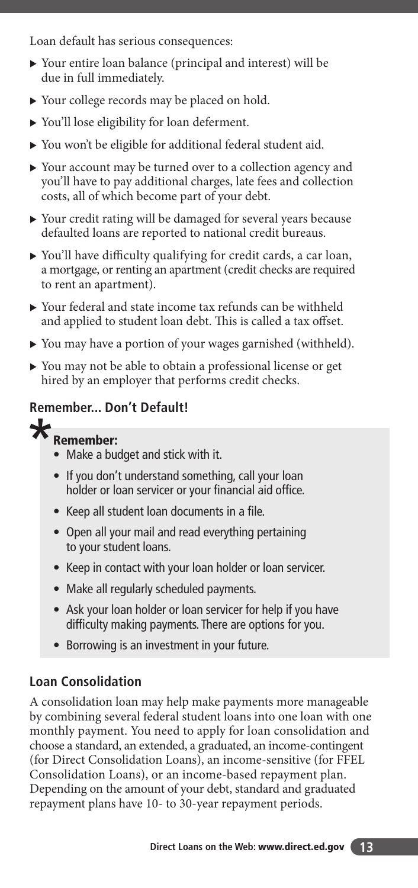Loan default has serious consequences:

- Your entire loan balance (principal and interest) will be due in full immediately.
- Your college records may be placed on hold.
- You'll lose eligibility for loan deferment.
- You won't be eligible for additional federal student aid.
- Your account may be turned over to a collection agency and you'll have to pay additional charges, late fees and collection costs, all of which become part of your debt.
- Your credit rating will be damaged for several years because defaulted loans are reported to national credit bureaus.
- You'll have difficulty qualifying for credit cards, a car loan, a mortgage, or renting an apartment (credit checks are required to rent an apartment).
- Your federal and state income tax refunds can be withheld and applied to student loan debt. This is called a tax offset.
- You may have a portion of your wages garnished (withheld).
- You may not be able to obtain a professional license or get hired by an employer that performs credit checks.

## Remember... Don't Default!

**Remember:**

- Make a budget and stick with it.
- If you don't understand something, call your loan holder or loan servicer or your financial aid office.
- Keep all student loan documents in a file.
- Open all your mail and read everything pertaining to your student loans.
- Keep in contact with your loan holder or loan servicer.
- Make all regularly scheduled payments.
- Ask your loan holder or loan servicer for help if you have difficulty making payments. There are options for you.
- Borrowing is an investment in your future.

## Loan Consolidation

A consolidation loan may help make payments more manageable by combining several federal student loans into one loan with one monthly payment. You need to apply for loan consolidation and choose a standard, an extended, a graduated, an income-contingent (for Direct Consolidation Loans), an income-sensitive (for FFEL Consolidation Loans), or an income-based repayment plan. Depending on the amount of your debt, standard and graduated repayment plans have 10- to 30-year repayment periods.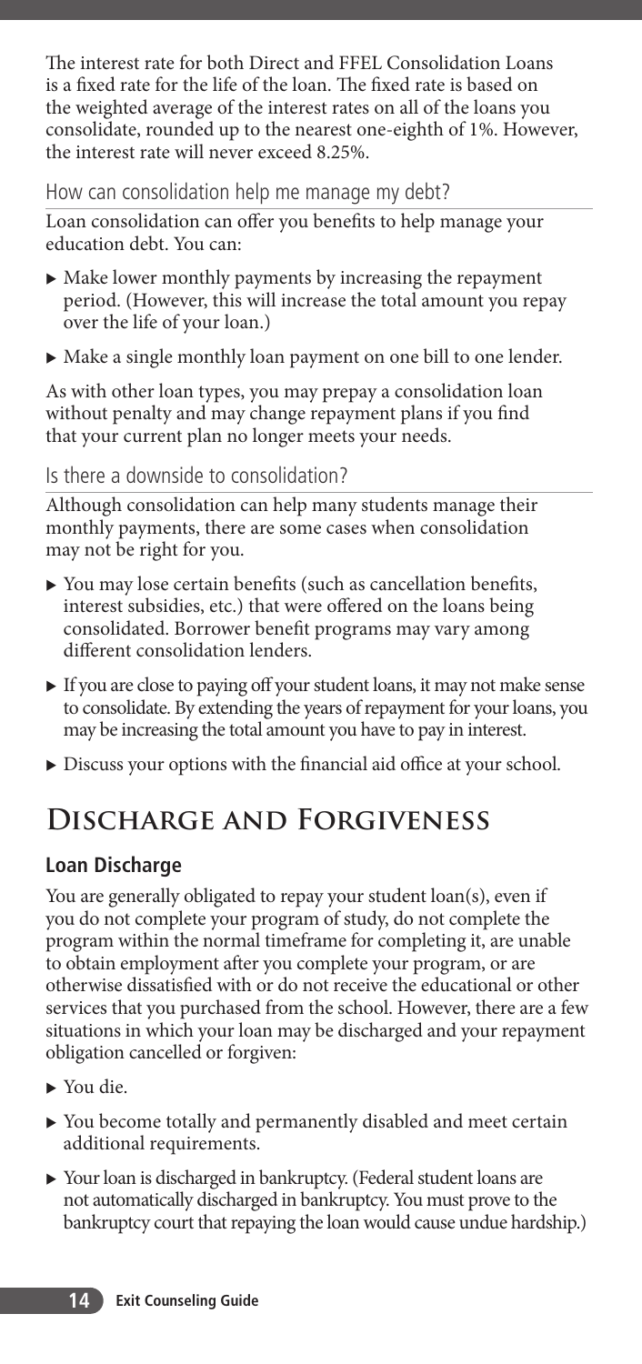The interest rate for both Direct and FFEL Consolidation Loans is a fixed rate for the life of the loan. The fixed rate is based on the weighted average of the interest rates on all of the loans you consolidate, rounded up to the nearest one-eighth of 1%. However, the interest rate will never exceed 8.25%.

### How can consolidation help me manage my debt?

Loan consolidation can offer you benefits to help manage your education debt. You can:

- Make lower monthly payments by increasing the repayment period. (However, this will increase the total amount you repay over the life of your loan.)
- Make a single monthly loan payment on one bill to one lender.

As with other loan types, you may prepay a consolidation loan without penalty and may change repayment plans if you find that your current plan no longer meets your needs.

### Is there a downside to consolidation?

Although consolidation can help many students manage their monthly payments, there are some cases when consolidation may not be right for you.

- You may lose certain benefits (such as cancellation benefits, interest subsidies, etc.) that were offered on the loans being consolidated. Borrower benefit programs may vary among different consolidation lenders.
- If you are close to paying off your student loans, it may not make sense to consolidate. By extending the years of repayment for your loans, you may be increasing the total amount you have to pay in interest.
- Discuss your options with the financial aid office at your school.

# Discharge and Forgiveness

### Loan Discharge

You are generally obligated to repay your student loan(s), even if you do not complete your program of study, do not complete the program within the normal timeframe for completing it, are unable to obtain employment after you complete your program, or are otherwise dissatisfied with or do not receive the educational or other services that you purchased from the school. However, there are a few situations in which your loan may be discharged and your repayment obligation cancelled or forgiven:

- You die.
- You become totally and permanently disabled and meet certain additional requirements.
- Your loan is discharged in bankruptcy. (Federal student loans are not automatically discharged in bankruptcy. You must prove to the bankruptcy court that repaying the loan would cause undue hardship.)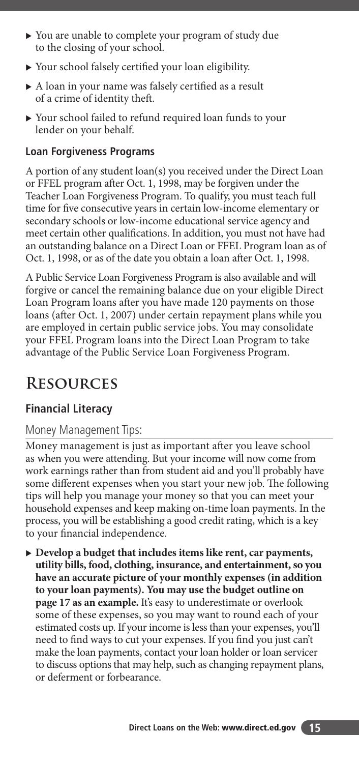- You are unable to complete your program of study due to the closing of your school.
- Your school falsely certified your loan eligibility.
- A loan in your name was falsely certified as a result of a crime of identity theft.
- Your school failed to refund required loan funds to your lender on your behalf.

### Loan Forgiveness Programs

A portion of any student loan(s) you received under the Direct Loan or FFEL program after Oct. 1, 1998, may be forgiven under the Teacher Loan Forgiveness Program. To qualify, you must teach full time for five consecutive years in certain low-income elementary or secondary schools or low-income educational service agency and meet certain other qualifications. In addition, you must not have had an outstanding balance on a Direct Loan or FFEL Program loan as of Oct. 1, 1998, or as of the date you obtain a loan after Oct. 1, 1998.

A Public Service Loan Forgiveness Program is also available and will forgive or cancel the remaining balance due on your eligible Direct Loan Program loans after you have made 120 payments on those loans (after Oct. 1, 2007) under certain repayment plans while you are employed in certain public service jobs. You may consolidate your FFEL Program loans into the Direct Loan Program to take advantage of the Public Service Loan Forgiveness Program.

## Resources

### Financial Literacy

#### Money Management Tips:

Money management is just as important after you leave school as when you were attending. But your income will now come from work earnings rather than from student aid and you'll probably have some different expenses when you start your new job. The following tips will help you manage your money so that you can meet your household expenses and keep making on-time loan payments. In the process, you will be establishing a good credit rating, which is a key to your financial independence.

- **Develop a budget that includes items like rent, car payments, utility bills, food, clothing, insurance, and entertainment, so you have an accurate picture of your monthly expenses (in addition to your loan payments). You may use the budget outline on page 17 as an example.** It's easy to underestimate or overlook some of these expenses, so you may want to round each of your estimated costs up. If your income is less than your expenses, you'll need to find ways to cut your expenses. If you find you just can't make the loan payments, contact your loan holder or loan servicer to discuss options that may help, such as changing repayment plans, or deferment or forbearance.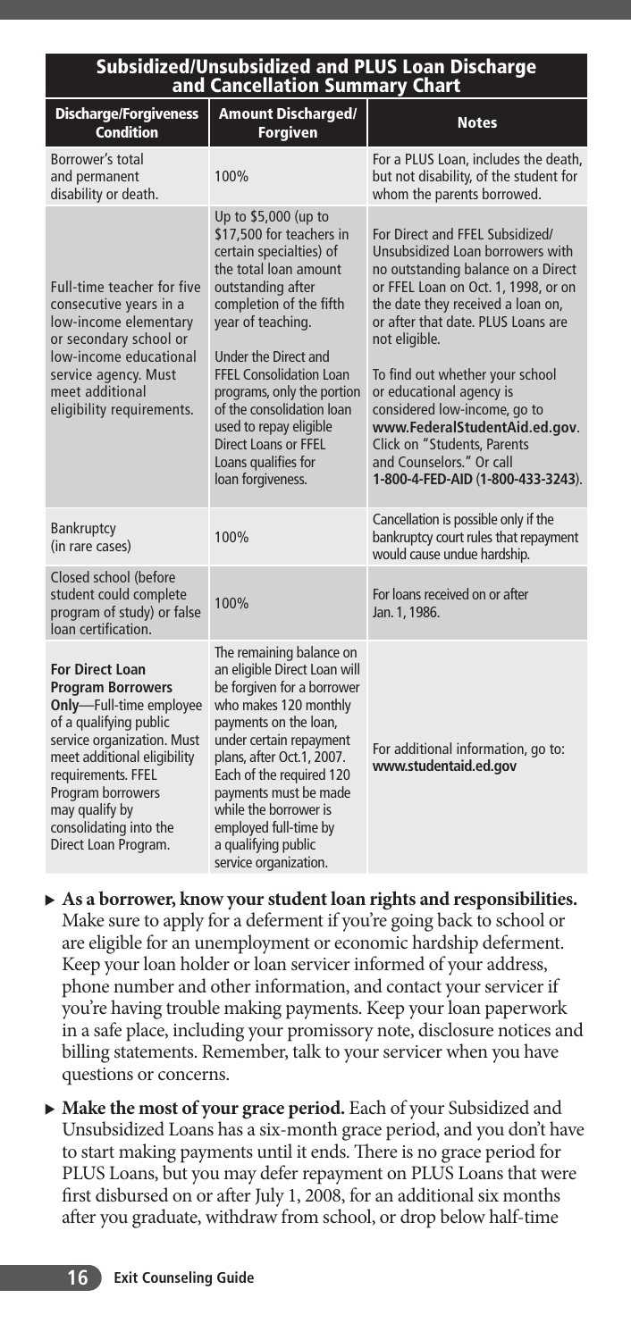## Subsidized/Unsubsidized and PLUS Loan Discharge and Cancellation Summary Chart

| Discharge/Forgiveness Condition | Amount Discharged/ Forgiven | Notes |
|---|---|---|
| Borrower's total and permanent disability or death. | 100% | For a PLUS Loan, includes the death, but not disability, of the student for whom the parents borrowed. |
| Full-time teacher for five consecutive years in a low-income elementary or secondary school or low-income educational service agency. Must meet additional eligibility requirements. | Up to $5,000 (up to $17,500 for teachers in certain specialties) of the total loan amount outstanding after completion of the fifth year of teaching.<br><br>Under the Direct and FFEL Consolidation Loan programs, only the portion of the consolidation loan used to repay eligible Direct Loans or FFEL Loans qualifies for loan forgiveness. | For Direct and FFEL Subsidized/ Unsubsidized Loan borrowers with no outstanding balance on a Direct or FFEL Loan on Oct. 1, 1998, or on the date they received a loan on, or after that date. PLUS Loans are not eligible.<br><br>To find out whether your school or educational agency is considered low-income, go to **www.FederalStudentAid.ed.gov**. Click on "Students, Parents and Counselors." Or call **1-800-4-FED-AID (1-800-433-3243)**. |
| Bankruptcy (in rare cases) | 100% | Cancellation is possible only if the bankruptcy court rules that repayment would cause undue hardship. |
| Closed school (before student could complete program of study) or false loan certification. | 100% | For loans received on or after Jan. 1, 1986. |
| **For Direct Loan Program Borrowers Only**—Full-time employee of a qualifying public service organization. Must meet additional eligibility requirements. FFEL Program borrowers may qualify by consolidating into the Direct Loan Program. | The remaining balance on an eligible Direct Loan will be forgiven for a borrower who makes 120 monthly payments on the loan, under certain repayment plans, after Oct.1, 2007. Each of the required 120 payments must be made while the borrower is employed full-time by a qualifying public service organization. | For additional information, go to: **www.studentaid.ed.gov** |

- **As a borrower, know your student loan rights and responsibilities.** Make sure to apply for a deferment if you're going back to school or are eligible for an unemployment or economic hardship deferment. Keep your loan holder or loan servicer informed of your address, phone number and other information, and contact your servicer if you're having trouble making payments. Keep your loan paperwork in a safe place, including your promissory note, disclosure notices and billing statements. Remember, talk to your servicer when you have questions or concerns.
- **Make the most of your grace period.** Each of your Subsidized and Unsubsidized Loans has a six-month grace period, and you don't have to start making payments until it ends. There is no grace period for PLUS Loans, but you may defer repayment on PLUS Loans that were first disbursed on or after July 1, 2008, for an additional six months after you graduate, withdraw from school, or drop below half-time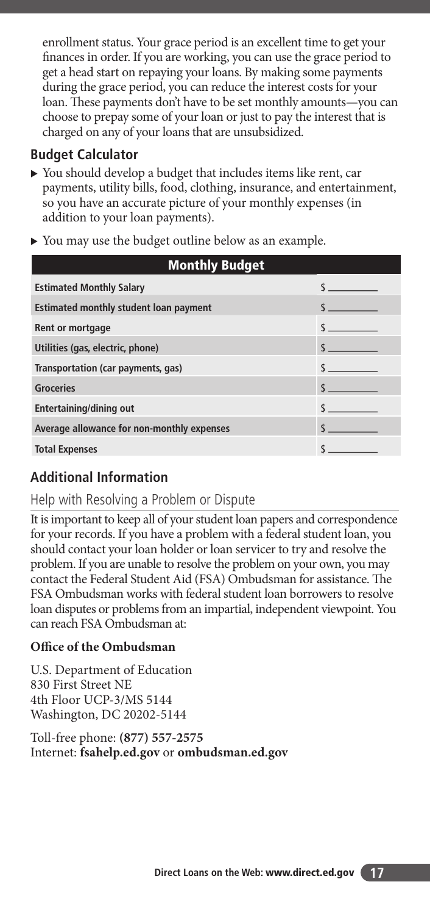enrollment status. Your grace period is an excellent time to get your finances in order. If you are working, you can use the grace period to get a head start on repaying your loans. By making some payments during the grace period, you can reduce the interest costs for your loan. These payments don't have to be set monthly amounts—you can choose to prepay some of your loan or just to pay the interest that is charged on any of your loans that are unsubsidized.

### Budget Calculator

- You should develop a budget that includes items like rent, car payments, utility bills, food, clothing, insurance, and entertainment, so you have an accurate picture of your monthly expenses (in addition to your loan payments).
- You may use the budget outline below as an example.

| Monthly Budget | |
|---|---|
| Estimated Monthly Salary | $ ________ |
| Estimated monthly student loan payment | $ ________ |
| Rent or mortgage | $ ________ |
| Utilities (gas, electric, phone) | $ ________ |
| Transportation (car payments, gas) | $ ________ |
| Groceries | $ ________ |
| Entertaining/dining out | $ ________ |
| Average allowance for non-monthly expenses | $ ________ |
| Total Expenses | $ ________ |

## Additional Information

### Help with Resolving a Problem or Dispute

It is important to keep all of your student loan papers and correspondence for your records. If you have a problem with a federal student loan, you should contact your loan holder or loan servicer to try and resolve the problem. If you are unable to resolve the problem on your own, you may contact the Federal Student Aid (FSA) Ombudsman for assistance. The FSA Ombudsman works with federal student loan borrowers to resolve loan disputes or problems from an impartial, independent viewpoint. You can reach FSA Ombudsman at:

**Office of the Ombudsman**

U.S. Department of Education
830 First Street NE
4th Floor UCP-3/MS 5144
Washington, DC 20202-5144

Toll-free phone: **(877) 557-2575**
Internet: **fsahelp.ed.gov** or **ombudsman.ed.gov**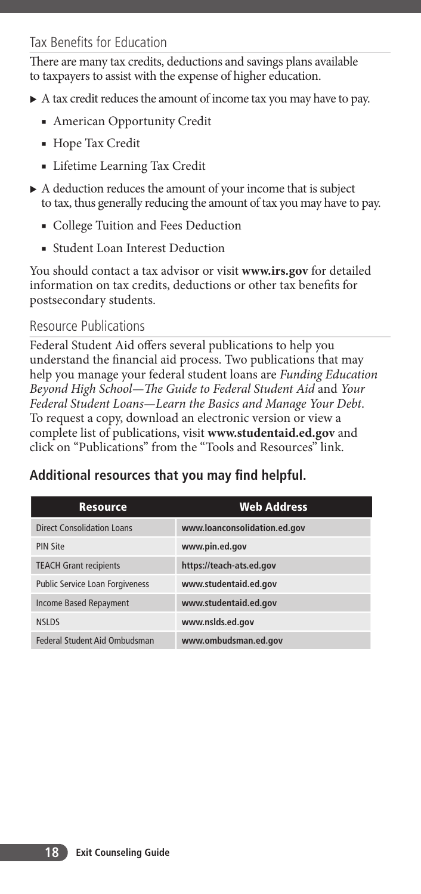## Tax Benefits for Education

There are many tax credits, deductions and savings plans available to taxpayers to assist with the expense of higher education.

- A tax credit reduces the amount of income tax you may have to pay.
  - American Opportunity Credit
  - Hope Tax Credit
  - Lifetime Learning Tax Credit
- A deduction reduces the amount of your income that is subject to tax, thus generally reducing the amount of tax you may have to pay.
  - College Tuition and Fees Deduction
  - Student Loan Interest Deduction

You should contact a tax advisor or visit **www.irs.gov** for detailed information on tax credits, deductions or other tax benefits for postsecondary students.

## Resource Publications

Federal Student Aid offers several publications to help you understand the financial aid process. Two publications that may help you manage your federal student loans are *Funding Education Beyond High School—The Guide to Federal Student Aid* and *Your Federal Student Loans—Learn the Basics and Manage Your Debt*. To request a copy, download an electronic version or view a complete list of publications, visit **www.studentaid.ed.gov** and click on "Publications" from the "Tools and Resources" link.

### Additional resources that you may find helpful.

| Resource | Web Address |
|---|---|
| Direct Consolidation Loans | **www.loanconsolidation.ed.gov** |
| PIN Site | **www.pin.ed.gov** |
| TEACH Grant recipients | **https://teach-ats.ed.gov** |
| Public Service Loan Forgiveness | **www.studentaid.ed.gov** |
| Income Based Repayment | **www.studentaid.ed.gov** |
| NSLDS | **www.nslds.ed.gov** |
| Federal Student Aid Ombudsman | **www.ombudsman.ed.gov** |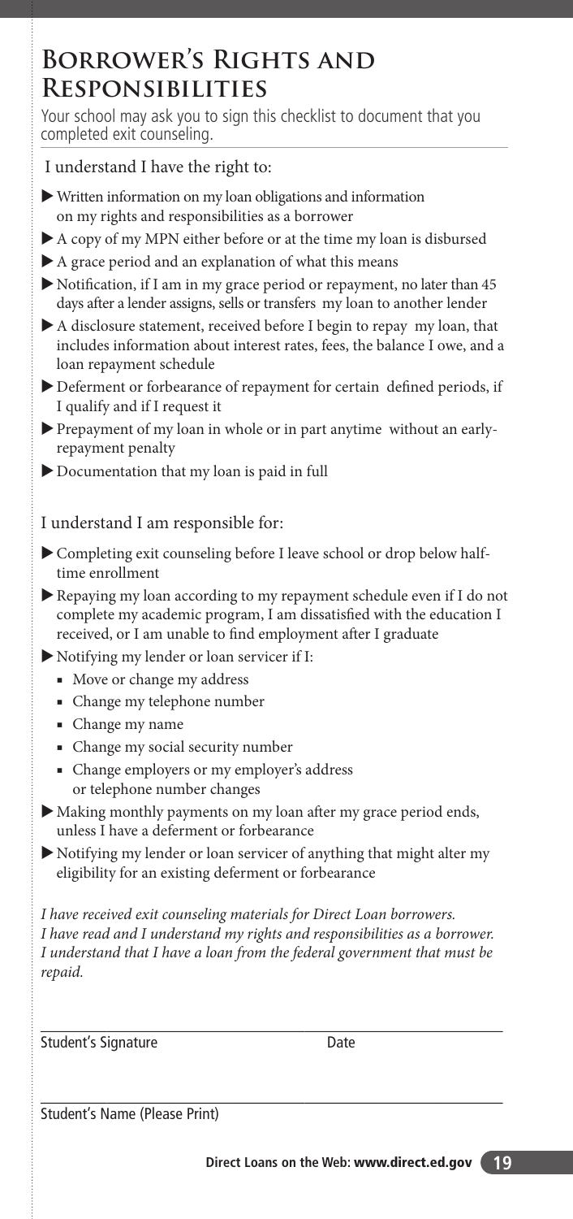# Borrower's Rights and Responsibilities

Your school may ask you to sign this checklist to document that you completed exit counseling.

I understand I have the right to:

- Written information on my loan obligations and information on my rights and responsibilities as a borrower
- A copy of my MPN either before or at the time my loan is disbursed
- A grace period and an explanation of what this means
- Notification, if I am in my grace period or repayment, no later than 45 days after a lender assigns, sells or transfers my loan to another lender
- A disclosure statement, received before I begin to repay my loan, that includes information about interest rates, fees, the balance I owe, and a loan repayment schedule
- Deferment or forbearance of repayment for certain defined periods, if I qualify and if I request it
- Prepayment of my loan in whole or in part anytime without an early-repayment penalty
- Documentation that my loan is paid in full

I understand I am responsible for:

- Completing exit counseling before I leave school or drop below half-time enrollment
- Repaying my loan according to my repayment schedule even if I do not complete my academic program, I am dissatisfied with the education I received, or I am unable to find employment after I graduate
- Notifying my lender or loan servicer if I:
  - Move or change my address
  - Change my telephone number
  - Change my name
  - Change my social security number
  - Change employers or my employer's address or telephone number changes
- Making monthly payments on my loan after my grace period ends, unless I have a deferment or forbearance
- Notifying my lender or loan servicer of anything that might alter my eligibility for an existing deferment or forbearance

*I have received exit counseling materials for Direct Loan borrowers. I have read and I understand my rights and responsibilities as a borrower. I understand that I have a loan from the federal government that must be repaid.*

Student's Signature ____________________ Date ____________

Student's Name (Please Print) ______________________________

Direct Loans on the Web: www.direct.ed.gov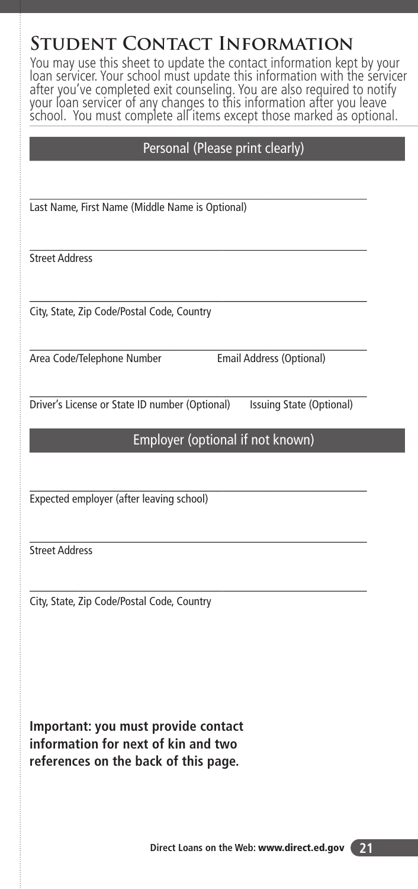# Student Contact Information

You may use this sheet to update the contact information kept by your loan servicer. Your school must update this information with the servicer after you've completed exit counseling. You are also required to notify your loan servicer of any changes to this information after you leave school. You must complete all items except those marked as optional.

## Personal (Please print clearly)

\_\_\_\_\_\_\_\_\_\_\_\_\_\_\_\_\_\_\_\_\_\_\_\_\_\_\_\_\_\_\_\_\_\_\_\_\_\_\_\_\_\_\_\_\_\_\_\_\_\_\_\_\_\_\_\_

Last Name, First Name (Middle Name is Optional)

\_\_\_\_\_\_\_\_\_\_\_\_\_\_\_\_\_\_\_\_\_\_\_\_\_\_\_\_\_\_\_\_\_\_\_\_\_\_\_\_\_\_\_\_\_\_\_\_\_\_\_\_\_\_\_\_

Street Address

\_\_\_\_\_\_\_\_\_\_\_\_\_\_\_\_\_\_\_\_\_\_\_\_\_\_\_\_\_\_\_\_\_\_\_\_\_\_\_\_\_\_\_\_\_\_\_\_\_\_\_\_\_\_\_\_

City, State, Zip Code/Postal Code, Country

\_\_\_\_\_\_\_\_\_\_\_\_\_\_\_\_\_\_\_\_\_\_\_\_\_\_\_\_\_\_\_\_\_\_\_\_\_\_\_\_\_\_\_\_\_\_\_\_\_\_\_\_\_\_\_\_

Area Code/Telephone Number Email Address (Optional)

\_\_\_\_\_\_\_\_\_\_\_\_\_\_\_\_\_\_\_\_\_\_\_\_\_\_\_\_\_\_\_\_\_\_\_\_\_\_\_\_\_\_\_\_\_\_\_\_\_\_\_\_\_\_\_\_

Driver's License or State ID number (Optional) Issuing State (Optional)

## Employer (optional if not known)

\_\_\_\_\_\_\_\_\_\_\_\_\_\_\_\_\_\_\_\_\_\_\_\_\_\_\_\_\_\_\_\_\_\_\_\_\_\_\_\_\_\_\_\_\_\_\_\_\_\_\_\_\_\_\_\_

Expected employer (after leaving school)

\_\_\_\_\_\_\_\_\_\_\_\_\_\_\_\_\_\_\_\_\_\_\_\_\_\_\_\_\_\_\_\_\_\_\_\_\_\_\_\_\_\_\_\_\_\_\_\_\_\_\_\_\_\_\_\_

Street Address

\_\_\_\_\_\_\_\_\_\_\_\_\_\_\_\_\_\_\_\_\_\_\_\_\_\_\_\_\_\_\_\_\_\_\_\_\_\_\_\_\_\_\_\_\_\_\_\_\_\_\_\_\_\_\_\_

City, State, Zip Code/Postal Code, Country

**Important: you must provide contact information for next of kin and two references on the back of this page.**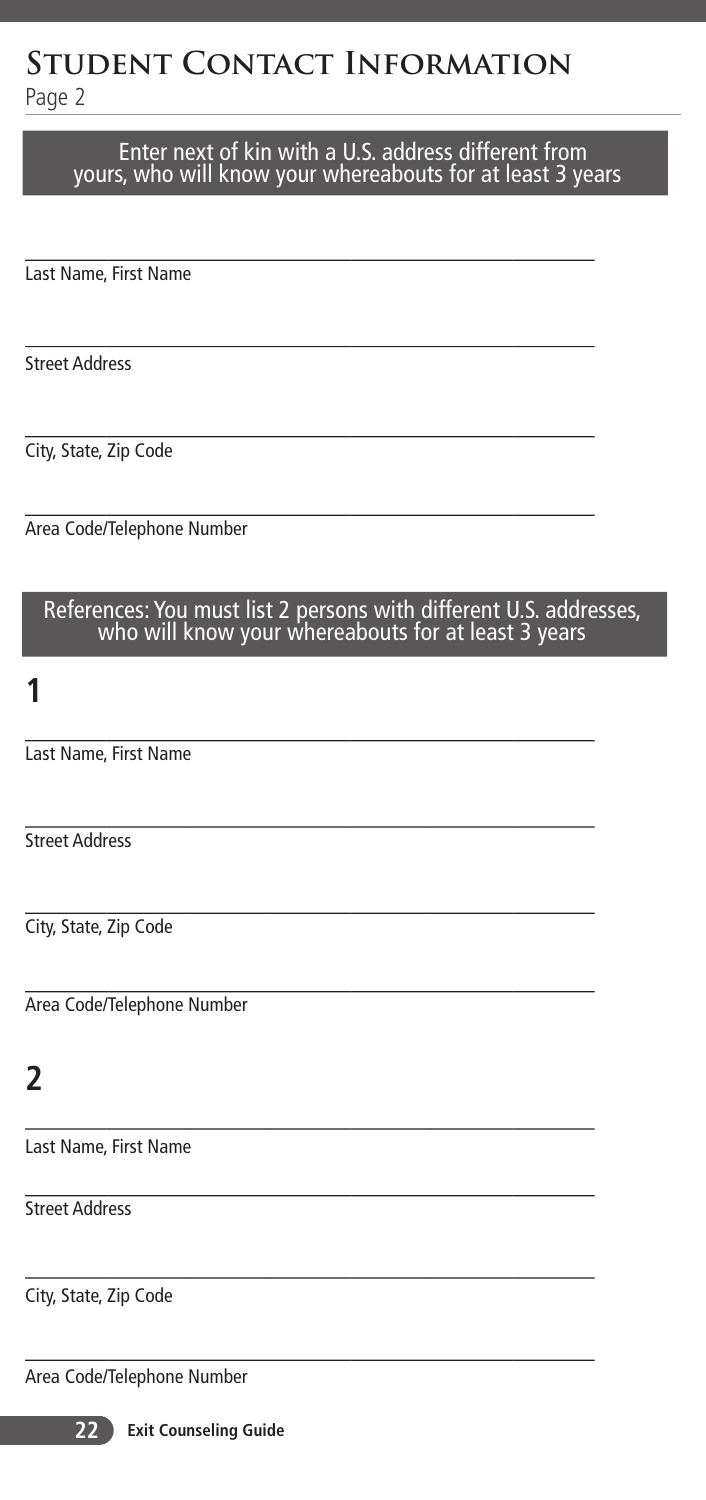# Student Contact Information

Page 2

## Enter next of kin with a U.S. address different from yours, who will know your whereabouts for at least 3 years

______________________________________________
Last Name, First Name

______________________________________________
Street Address

______________________________________________
City, State, Zip Code

______________________________________________
Area Code/Telephone Number

## References: You must list 2 persons with different U.S. addresses, who will know your whereabouts for at least 3 years

### 1

______________________________________________
Last Name, First Name

______________________________________________
Street Address

______________________________________________
City, State, Zip Code

______________________________________________
Area Code/Telephone Number

### 2

______________________________________________
Last Name, First Name

______________________________________________
Street Address

______________________________________________
City, State, Zip Code

______________________________________________
Area Code/Telephone Number